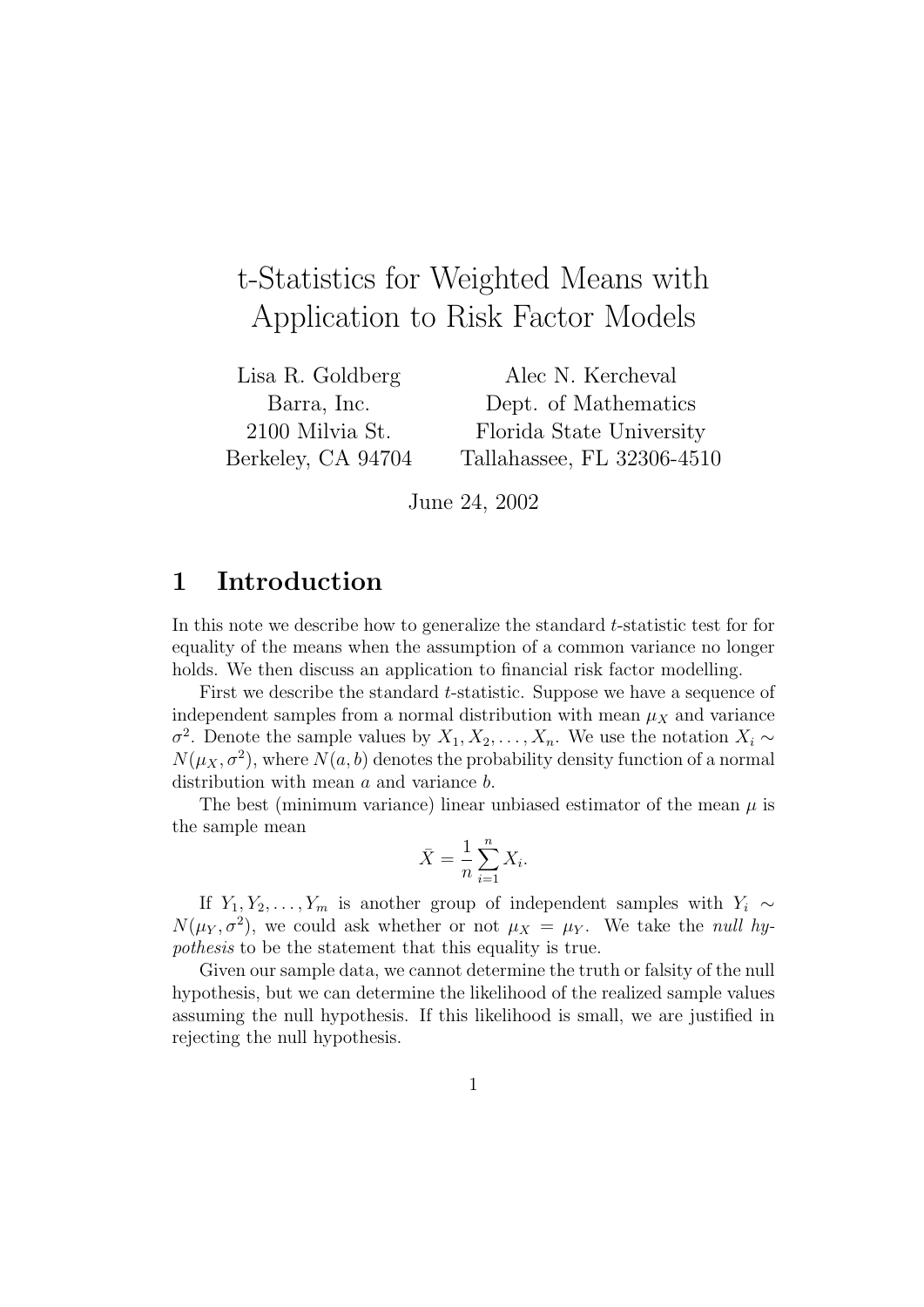# t-Statistics for Weighted Means with Application to Risk Factor Models

Lisa R. Goldberg
Barra, Inc.
2100 Milvia St.
Berkeley, CA 94704

Alec N. Kercheval
Dept. of Mathematics
Florida State University
Tallahassee, FL 32306-4510

June 24, 2002

## 1 Introduction

In this note we describe how to generalize the standard $t$-statistic test for for equality of the means when the assumption of a common variance no longer holds. We then discuss an application to financial risk factor modelling.

First we describe the standard $t$-statistic. Suppose we have a sequence of independent samples from a normal distribution with mean $\mu_X$ and variance $\sigma^2$. Denote the sample values by $X_1, X_2, \ldots, X_n$. We use the notation $X_i \sim N(\mu_X, \sigma^2)$, where $N(a, b)$ denotes the probability density function of a normal distribution with mean $a$ and variance $b$.

The best (minimum variance) linear unbiased estimator of the mean $\mu$ is the sample mean

$$\bar{X} = \frac{1}{n} \sum_{i=1}^{n} X_i.$$

If $Y_1, Y_2, \ldots, Y_m$ is another group of independent samples with $Y_i \sim N(\mu_Y, \sigma^2)$, we could ask whether or not $\mu_X = \mu_Y$. We take the *null hypothesis* to be the statement that this equality is true.

Given our sample data, we cannot determine the truth or falsity of the null hypothesis, but we can determine the likelihood of the realized sample values assuming the null hypothesis. If this likelihood is small, we are justified in rejecting the null hypothesis.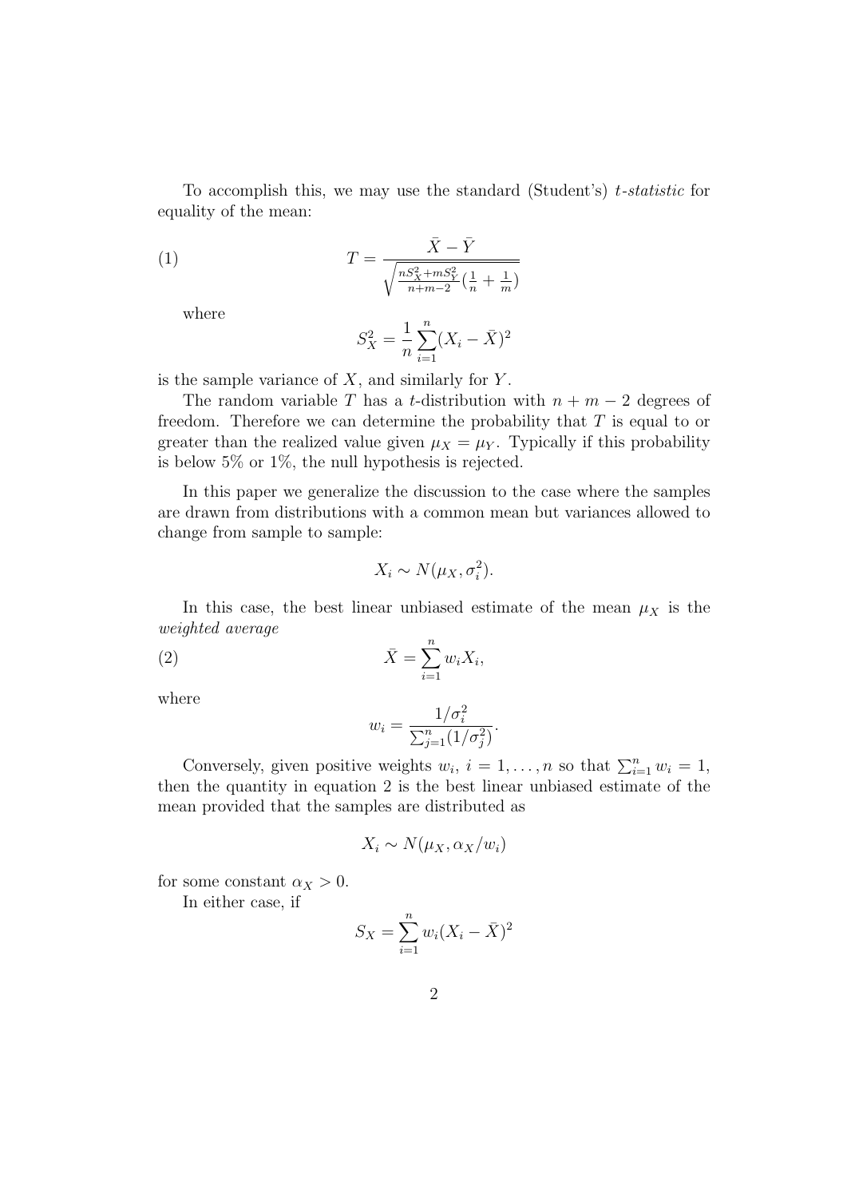To accomplish this, we may use the standard (Student's) *t-statistic* for equality of the mean:

$$T = \frac{\bar{X} - \bar{Y}}{\sqrt{\frac{nS_X^2 + mS_Y^2}{n+m-2}\left(\frac{1}{n} + \frac{1}{m}\right)}} \tag{1}$$

where

$$S_X^2 = \frac{1}{n}\sum_{i=1}^{n}(X_i - \bar{X})^2$$

is the sample variance of $X$, and similarly for $Y$.

The random variable $T$ has a $t$-distribution with $n + m - 2$ degrees of freedom. Therefore we can determine the probability that $T$ is equal to or greater than the realized value given $\mu_X = \mu_Y$. Typically if this probability is below 5% or 1%, the null hypothesis is rejected.

In this paper we generalize the discussion to the case where the samples are drawn from distributions with a common mean but variances allowed to change from sample to sample:

$$X_i \sim N(\mu_X, \sigma_i^2).$$

In this case, the best linear unbiased estimate of the mean $\mu_X$ is the *weighted average*

$$\bar{X} = \sum_{i=1}^{n} w_i X_i, \tag{2}$$

where

$$w_i = \frac{1/\sigma_i^2}{\sum_{j=1}^{n}(1/\sigma_j^2)}.$$

Conversely, given positive weights $w_i$, $i = 1, \ldots, n$ so that $\sum_{i=1}^{n} w_i = 1$, then the quantity in equation 2 is the best linear unbiased estimate of the mean provided that the samples are distributed as

$$X_i \sim N(\mu_X, \alpha_X / w_i)$$

for some constant $\alpha_X > 0$.

In either case, if

$$S_X = \sum_{i=1}^{n} w_i (X_i - \bar{X})^2$$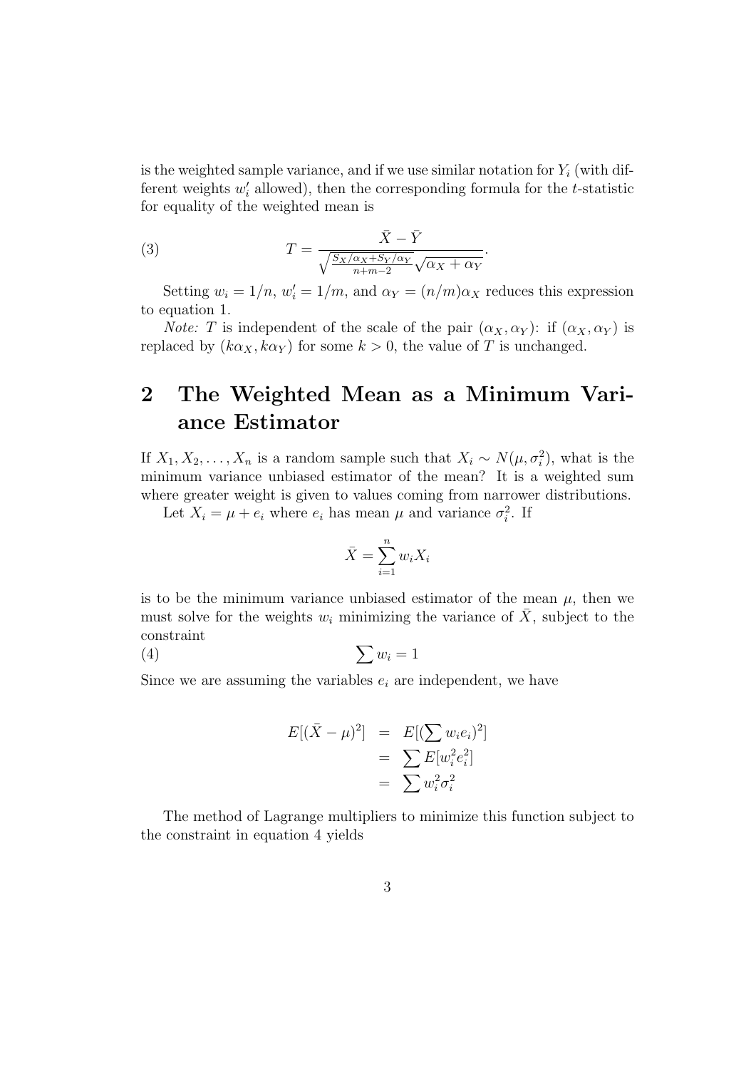is the weighted sample variance, and if we use similar notation for $Y_i$ (with different weights $w_i'$ allowed), then the corresponding formula for the $t$-statistic for equality of the weighted mean is

$$T = \frac{\bar{X} - \bar{Y}}{\sqrt{\frac{S_X/\alpha_X + S_Y/\alpha_Y}{n+m-2}}\sqrt{\alpha_X + \alpha_Y}}. \tag{3}$$

Setting $w_i = 1/n$, $w_i' = 1/m$, and $\alpha_Y = (n/m)\alpha_X$ reduces this expression to equation 1.

*Note:* $T$ is independent of the scale of the pair $(\alpha_X, \alpha_Y)$: if $(\alpha_X, \alpha_Y)$ is replaced by $(k\alpha_X, k\alpha_Y)$ for some $k > 0$, the value of $T$ is unchanged.

## 2 The Weighted Mean as a Minimum Variance Estimator

If $X_1, X_2, \ldots, X_n$ is a random sample such that $X_i \sim N(\mu, \sigma_i^2)$, what is the minimum variance unbiased estimator of the mean? It is a weighted sum where greater weight is given to values coming from narrower distributions.

Let $X_i = \mu + e_i$ where $e_i$ has mean $\mu$ and variance $\sigma_i^2$. If

$$\bar{X} = \sum_{i=1}^{n} w_i X_i$$

is to be the minimum variance unbiased estimator of the mean $\mu$, then we must solve for the weights $w_i$ minimizing the variance of $\bar{X}$, subject to the constraint

$$\sum w_i = 1 \tag{4}$$

Since we are assuming the variables $e_i$ are independent, we have

$$\begin{aligned} E[(\bar{X} - \mu)^2] &= E[(\sum w_i e_i)^2] \\ &= \sum E[w_i^2 e_i^2] \\ &= \sum w_i^2 \sigma_i^2 \end{aligned}$$

The method of Lagrange multipliers to minimize this function subject to the constraint in equation 4 yields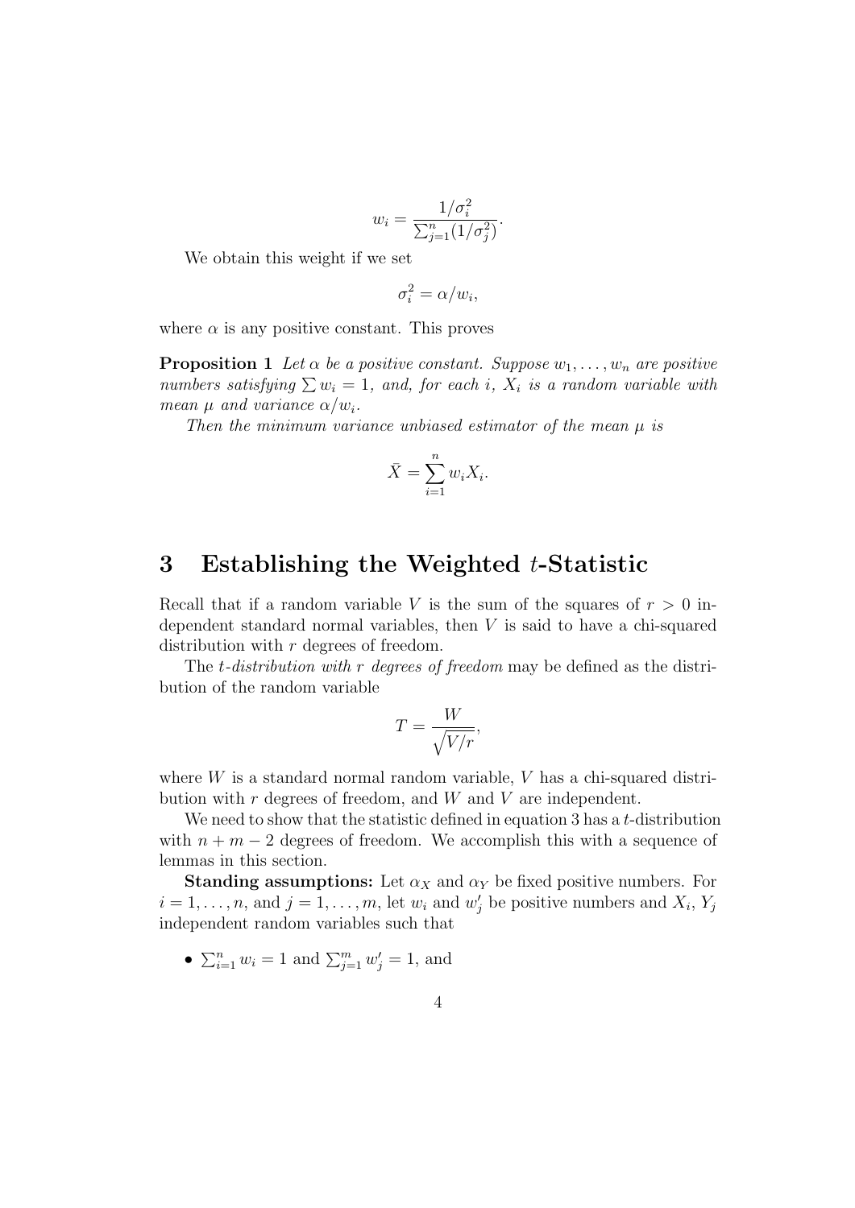$$w_i = \frac{1/\sigma_i^2}{\sum_{j=1}^{n}(1/\sigma_j^2)}.$$

We obtain this weight if we set

$$\sigma_i^2 = \alpha / w_i,$$

where $\alpha$ is any positive constant. This proves

**Proposition 1** *Let $\alpha$ be a positive constant. Suppose $w_1, \ldots, w_n$ are positive numbers satisfying $\sum w_i = 1$, and, for each $i$, $X_i$ is a random variable with mean $\mu$ and variance $\alpha / w_i$.*

*Then the minimum variance unbiased estimator of the mean $\mu$ is*

$$\bar{X} = \sum_{i=1}^{n} w_i X_i.$$

## 3 Establishing the Weighted $t$-Statistic

Recall that if a random variable $V$ is the sum of the squares of $r > 0$ independent standard normal variables, then $V$ is said to have a chi-squared distribution with $r$ degrees of freedom.

The *$t$-distribution with $r$ degrees of freedom* may be defined as the distribution of the random variable

$$T = \frac{W}{\sqrt{V/r}},$$

where $W$ is a standard normal random variable, $V$ has a chi-squared distribution with $r$ degrees of freedom, and $W$ and $V$ are independent.

We need to show that the statistic defined in equation 3 has a $t$-distribution with $n + m - 2$ degrees of freedom. We accomplish this with a sequence of lemmas in this section.

**Standing assumptions:** Let $\alpha_X$ and $\alpha_Y$ be fixed positive numbers. For $i = 1, \ldots, n$, and $j = 1, \ldots, m$, let $w_i$ and $w'_j$ be positive numbers and $X_i$, $Y_j$ independent random variables such that

- $\sum_{i=1}^{n} w_i = 1$ and $\sum_{j=1}^{m} w'_j = 1$, and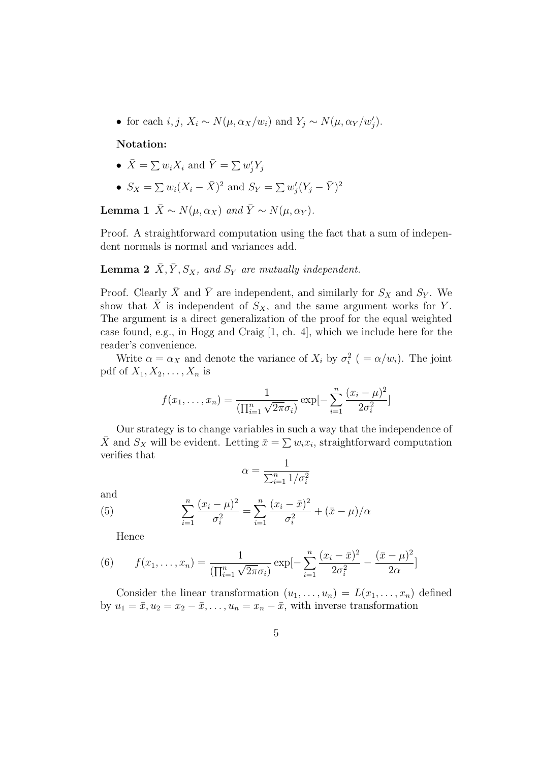- for each $i, j$, $X_i \sim N(\mu, \alpha_X/w_i)$ and $Y_j \sim N(\mu, \alpha_Y/w'_j)$.

**Notation:**

- $\bar{X} = \sum w_i X_i$ and $\bar{Y} = \sum w'_j Y_j$
- $S_X = \sum w_i (X_i - \bar{X})^2$ and $S_Y = \sum w'_j (Y_j - \bar{Y})^2$

**Lemma 1** *$\bar{X} \sim N(\mu, \alpha_X)$ and $\bar{Y} \sim N(\mu, \alpha_Y)$.*

Proof. A straightforward computation using the fact that a sum of independent normals is normal and variances add.

**Lemma 2** *$\bar{X}, \bar{Y}, S_X$, and $S_Y$ are mutually independent.*

Proof. Clearly $\bar{X}$ and $\bar{Y}$ are independent, and similarly for $S_X$ and $S_Y$. We show that $\bar{X}$ is independent of $S_X$, and the same argument works for $Y$. The argument is a direct generalization of the proof for the equal weighted case found, e.g., in Hogg and Craig [1, ch. 4], which we include here for the reader's convenience.

Write $\alpha = \alpha_X$ and denote the variance of $X_i$ by $\sigma_i^2$ ( $= \alpha/w_i$). The joint pdf of $X_1, X_2, \ldots, X_n$ is

$$f(x_1, \ldots, x_n) = \frac{1}{(\prod_{i=1}^n \sqrt{2\pi}\sigma_i)} \exp[-\sum_{i=1}^n \frac{(x_i - \mu)^2}{2\sigma_i^2}]$$

Our strategy is to change variables in such a way that the independence of $\bar{X}$ and $S_X$ will be evident. Letting $\bar{x} = \sum w_i x_i$, straightforward computation verifies that

$$\alpha = \frac{1}{\sum_{i=1}^n 1/\sigma_i^2}$$

and

$$\sum_{i=1}^n \frac{(x_i - \mu)^2}{\sigma_i^2} = \sum_{i=1}^n \frac{(x_i - \bar{x})^2}{\sigma_i^2} + (\bar{x} - \mu)/\alpha \tag{5}$$

Hence

$$f(x_1, \ldots, x_n) = \frac{1}{(\prod_{i=1}^n \sqrt{2\pi}\sigma_i)} \exp[-\sum_{i=1}^n \frac{(x_i - \bar{x})^2}{2\sigma_i^2} - \frac{(\bar{x} - \mu)^2}{2\alpha}] \tag{6}$$

Consider the linear transformation $(u_1, \ldots, u_n) = L(x_1, \ldots, x_n)$ defined by $u_1 = \bar{x}, u_2 = x_2 - \bar{x}, \ldots, u_n = x_n - \bar{x}$, with inverse transformation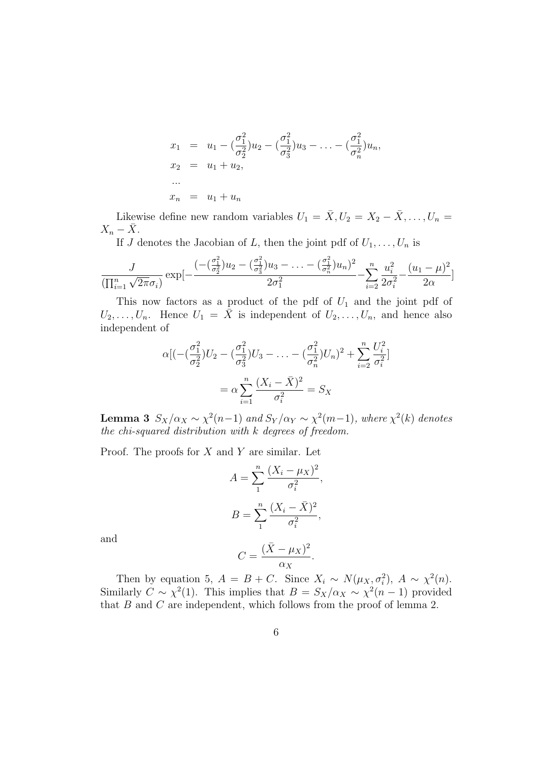$$
\begin{aligned}
x_1 &= u_1 - (\frac{\sigma_1^2}{\sigma_2^2})u_2 - (\frac{\sigma_1^2}{\sigma_3^2})u_3 - \ldots - (\frac{\sigma_1^2}{\sigma_n^2})u_n, \\
x_2 &= u_1 + u_2, \\
&... \\
x_n &= u_1 + u_n
\end{aligned}
$$

Likewise define new random variables $U_1 = \bar{X}, U_2 = X_2 - \bar{X}, \ldots, U_n = X_n - \bar{X}$.

If $J$ denotes the Jacobian of $L$, then the joint pdf of $U_1, \ldots, U_n$ is

$$
\frac{J}{(\prod_{i=1}^n \sqrt{2\pi}\sigma_i)} \exp[-\frac{(-(\frac{\sigma_1^2}{\sigma_2^2})u_2 - (\frac{\sigma_1^2}{\sigma_3^2})u_3 - \ldots - (\frac{\sigma_1^2}{\sigma_n^2})u_n)^2}{2\sigma_1^2} - \sum_{i=2}^n \frac{u_i^2}{2\sigma_i^2} - \frac{(u_1-\mu)^2}{2\alpha}]
$$

This now factors as a product of the pdf of $U_1$ and the joint pdf of $U_2, \ldots, U_n$. Hence $U_1 = \bar{X}$ is independent of $U_2, \ldots, U_n$, and hence also independent of

$$
\alpha[(-(\frac{\sigma_1^2}{\sigma_2^2})U_2 - (\frac{\sigma_1^2}{\sigma_3^2})U_3 - \ldots - (\frac{\sigma_1^2}{\sigma_n^2})U_n)^2 + \sum_{i=2}^n \frac{U_i^2}{\sigma_i^2}]
$$

$$
= \alpha \sum_{i=1}^n \frac{(X_i - \bar{X})^2}{\sigma_i^2} = S_X
$$

**Lemma 3** *$S_X/\alpha_X \sim \chi^2(n-1)$ and $S_Y/\alpha_Y \sim \chi^2(m-1)$, where $\chi^2(k)$ denotes the chi-squared distribution with $k$ degrees of freedom.*

Proof. The proofs for $X$ and $Y$ are similar. Let

$$
A = \sum_1^n \frac{(X_i - \mu_X)^2}{\sigma_i^2},
$$

$$
B = \sum_1^n \frac{(X_i - \bar{X})^2}{\sigma_i^2},
$$

and

$$
C = \frac{(\bar{X} - \mu_X)^2}{\alpha_X}.
$$

Then by equation 5, $A = B + C$. Since $X_i \sim N(\mu_X, \sigma_i^2)$, $A \sim \chi^2(n)$. Similarly $C \sim \chi^2(1)$. This implies that $B = S_X/\alpha_X \sim \chi^2(n-1)$ provided that $B$ and $C$ are independent, which follows from the proof of lemma 2.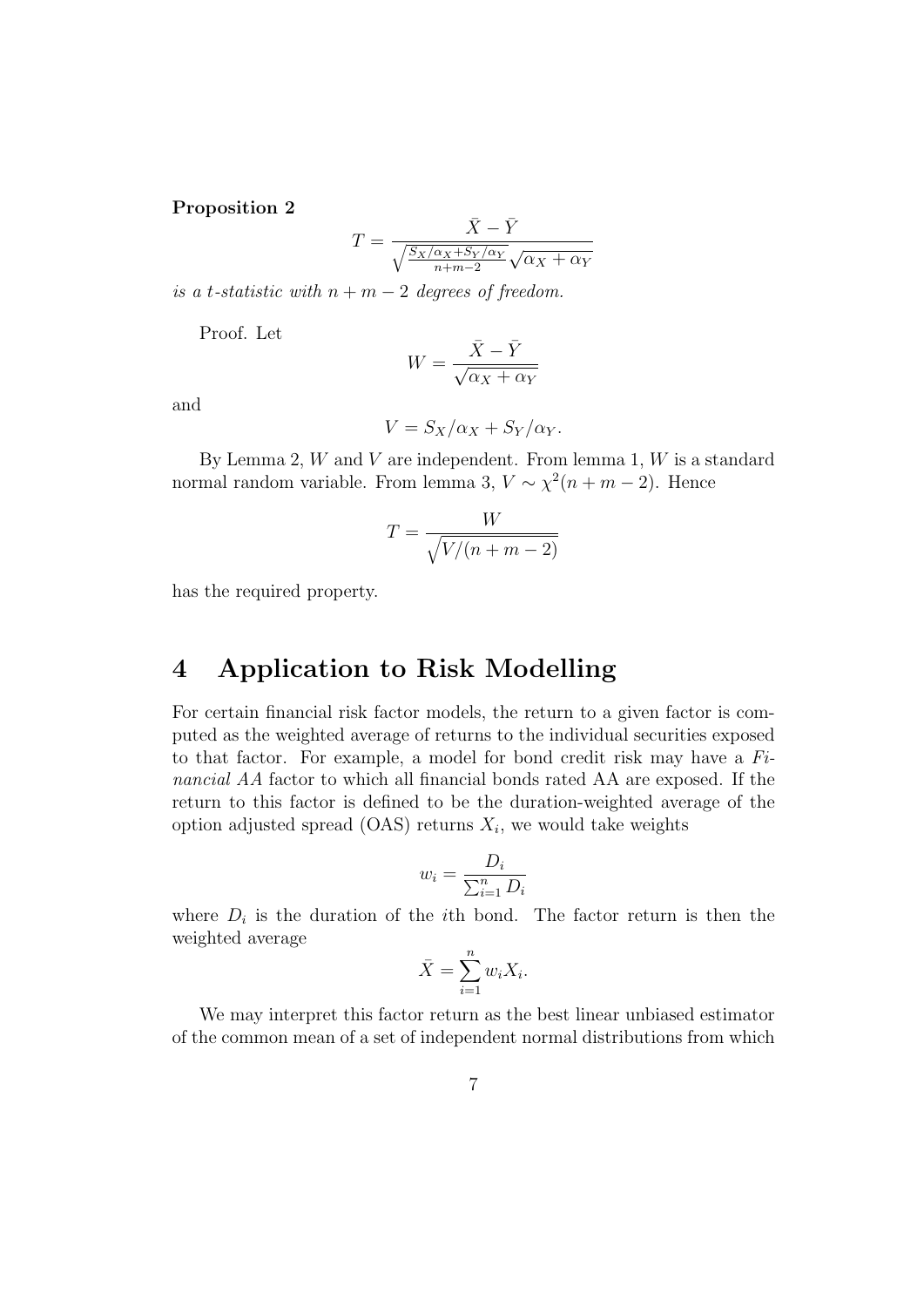**Proposition 2**

$$T = \frac{\bar{X} - \bar{Y}}{\sqrt{\frac{S_X/\alpha_X + S_Y/\alpha_Y}{n+m-2}}\sqrt{\alpha_X + \alpha_Y}}$$

*is a t-statistic with $n + m - 2$ degrees of freedom.*

Proof. Let

$$W = \frac{\bar{X} - \bar{Y}}{\sqrt{\alpha_X + \alpha_Y}}$$

and

$$V = S_X/\alpha_X + S_Y/\alpha_Y.$$

By Lemma 2, $W$ and $V$ are independent. From lemma 1, $W$ is a standard normal random variable. From lemma 3, $V \sim \chi^2(n + m - 2)$. Hence

$$T = \frac{W}{\sqrt{V/(n+m-2)}}$$

has the required property.

# 4 Application to Risk Modelling

For certain financial risk factor models, the return to a given factor is computed as the weighted average of returns to the individual securities exposed to that factor. For example, a model for bond credit risk may have a *Financial AA* factor to which all financial bonds rated AA are exposed. If the return to this factor is defined to be the duration-weighted average of the option adjusted spread (OAS) returns $X_i$, we would take weights

$$w_i = \frac{D_i}{\sum_{i=1}^n D_i}$$

where $D_i$ is the duration of the $i$th bond. The factor return is then the weighted average

$$\bar{X} = \sum_{i=1}^n w_i X_i.$$

We may interpret this factor return as the best linear unbiased estimator of the common mean of a set of independent normal distributions from which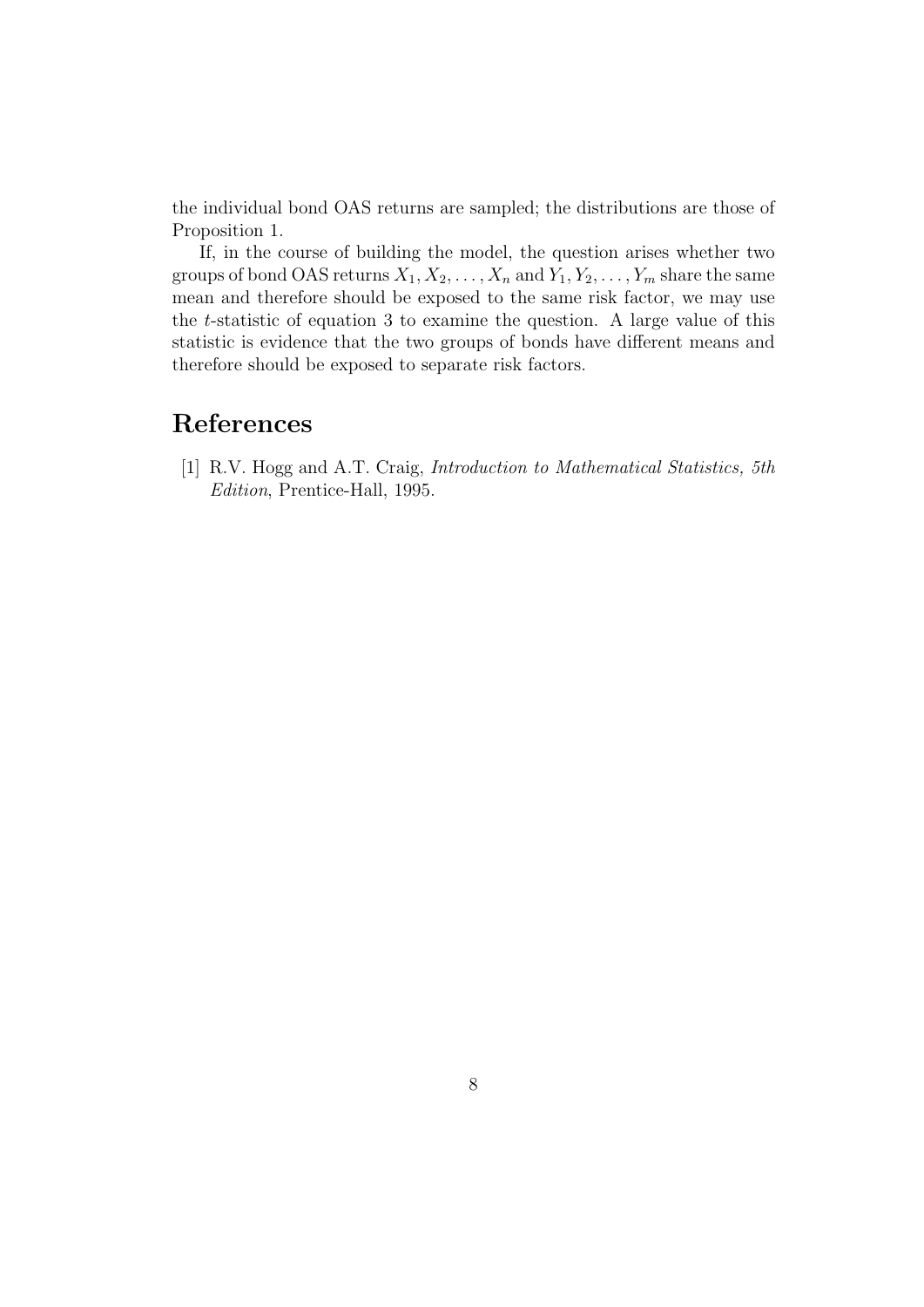the individual bond OAS returns are sampled; the distributions are those of Proposition 1.

If, in the course of building the model, the question arises whether two groups of bond OAS returns $X_1, X_2, \ldots, X_n$ and $Y_1, Y_2, \ldots, Y_m$ share the same mean and therefore should be exposed to the same risk factor, we may use the $t$-statistic of equation 3 to examine the question. A large value of this statistic is evidence that the two groups of bonds have different means and therefore should be exposed to separate risk factors.

# References

[1] R.V. Hogg and A.T. Craig, *Introduction to Mathematical Statistics, 5th Edition*, Prentice-Hall, 1995.